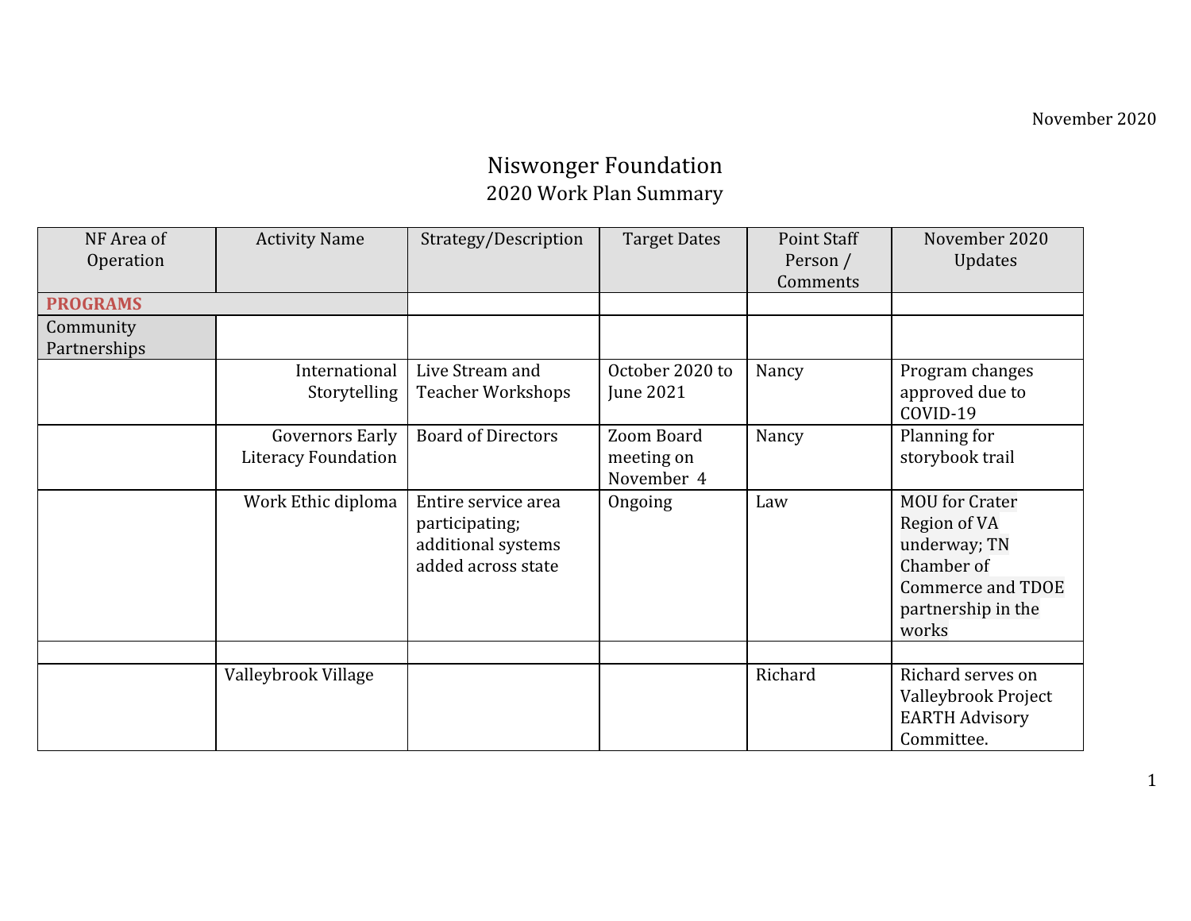November 2020

# Niswonger Foundation
## 2020 Work Plan Summary

| NF Area of Operation | Activity Name | Strategy/Description | Target Dates | Point Staff Person / Comments | November 2020 Updates |
|---|---|---|---|---|---|
| **PROGRAMS** | | | | | |
| Community Partnerships | | | | | |
| | International Storytelling | Live Stream and Teacher Workshops | October 2020 to June 2021 | Nancy | Program changes approved due to COVID-19 |
| | Governors Early Literacy Foundation | Board of Directors | Zoom Board meeting on November 4 | Nancy | Planning for storybook trail |
| | Work Ethic diploma | Entire service area participating; additional systems added across state | Ongoing | Law | MOU for Crater Region of VA underway; TN Chamber of Commerce and TDOE partnership in the works |
| | | | | | |
| | Valleybrook Village | | | Richard | Richard serves on Valleybrook Project EARTH Advisory Committee. |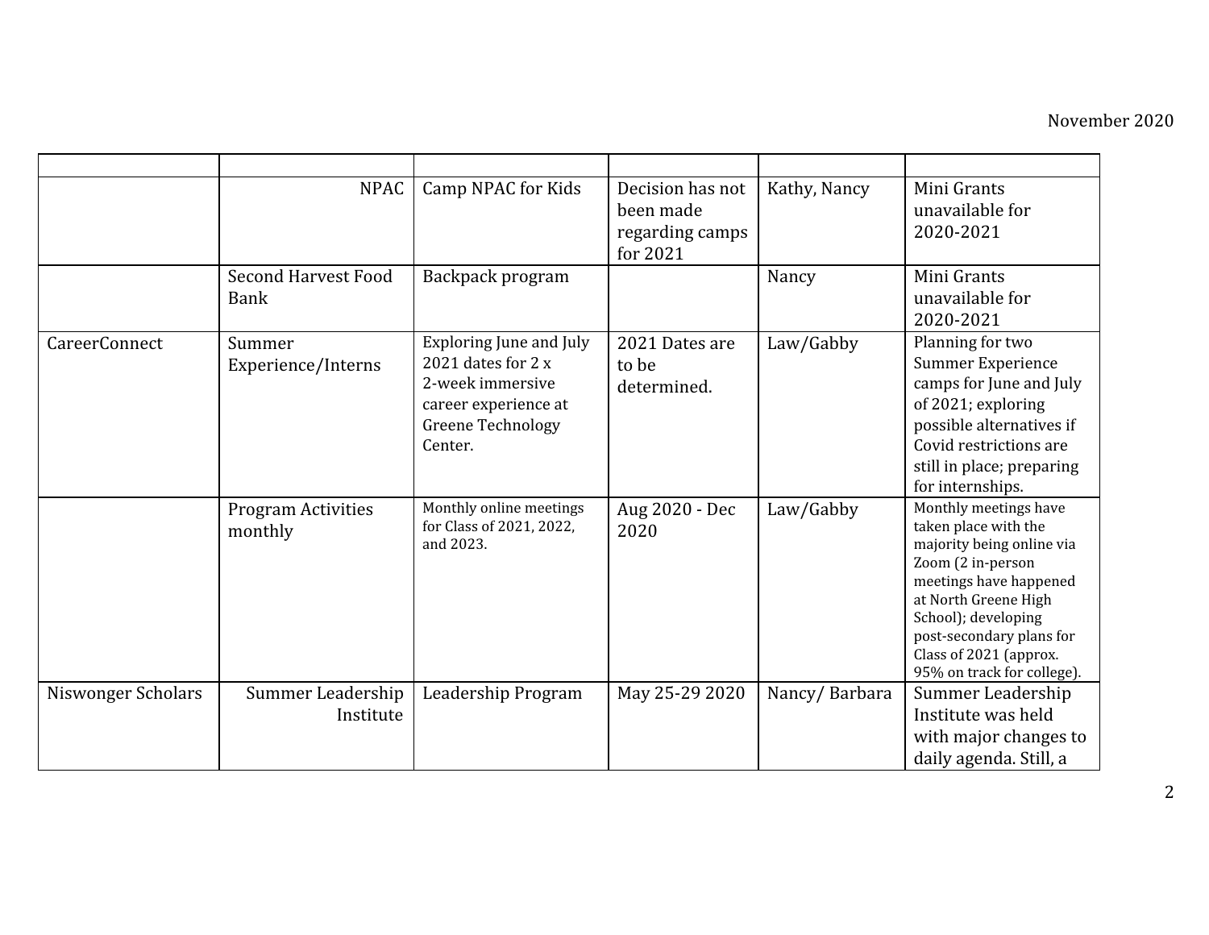November 2020

| | | | | | |
|---|---|---|---|---|---|
| | NPAC | Camp NPAC for Kids | Decision has not been made regarding camps for 2021 | Kathy, Nancy | Mini Grants unavailable for 2020-2021 |
| | Second Harvest Food Bank | Backpack program | | Nancy | Mini Grants unavailable for 2020-2021 |
| CareerConnect | Summer Experience/Interns | Exploring June and July 2021 dates for 2 x 2-week immersive career experience at Greene Technology Center. | 2021 Dates are to be determined. | Law/Gabby | Planning for two Summer Experience camps for June and July of 2021; exploring possible alternatives if Covid restrictions are still in place; preparing for internships. |
| | Program Activities monthly | Monthly online meetings for Class of 2021, 2022, and 2023. | Aug 2020 - Dec 2020 | Law/Gabby | Monthly meetings have taken place with the majority being online via Zoom (2 in-person meetings have happened at North Greene High School); developing post-secondary plans for Class of 2021 (approx. 95% on track for college). |
| Niswonger Scholars | Summer Leadership Institute | Leadership Program | May 25-29 2020 | Nancy/ Barbara | Summer Leadership Institute was held with major changes to daily agenda. Still, a |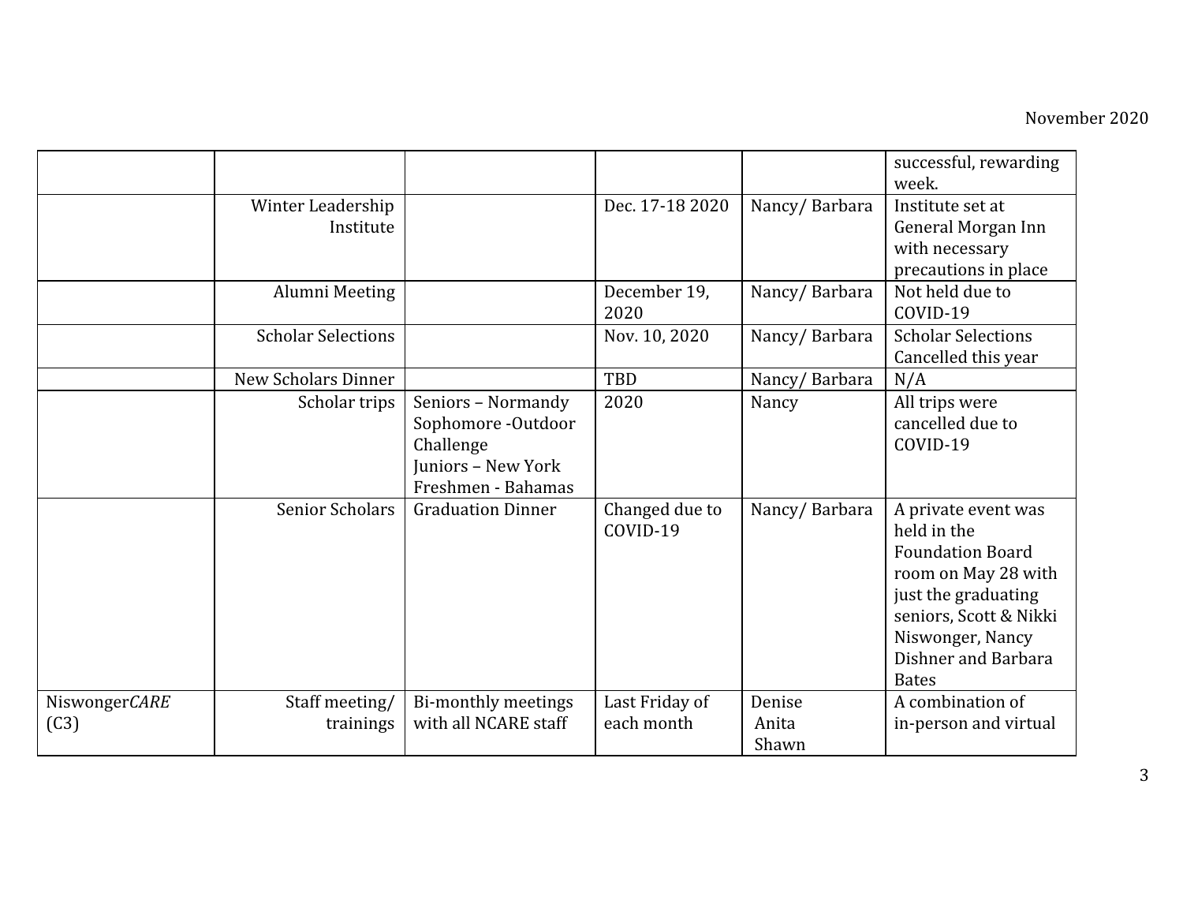November 2020

| | | | | | |
|---|---|---|---|---|---|
| | | | | | successful, rewarding week. |
| | Winter Leadership Institute | | Dec. 17-18 2020 | Nancy/ Barbara | Institute set at General Morgan Inn with necessary precautions in place |
| | Alumni Meeting | | December 19, 2020 | Nancy/ Barbara | Not held due to COVID-19 |
| | Scholar Selections | | Nov. 10, 2020 | Nancy/ Barbara | Scholar Selections Cancelled this year |
| | New Scholars Dinner | | TBD | Nancy/ Barbara | N/A |
| | Scholar trips | Seniors – Normandy<br>Sophomore -Outdoor Challenge<br>Juniors – New York<br>Freshmen - Bahamas | 2020 | Nancy | All trips were cancelled due to COVID-19 |
| | Senior Scholars | Graduation Dinner | Changed due to COVID-19 | Nancy/ Barbara | A private event was held in the Foundation Board room on May 28 with just the graduating seniors, Scott & Nikki Niswonger, Nancy Dishner and Barbara Bates |
| Niswonger*CARE* (C3) | Staff meeting/ trainings | Bi-monthly meetings with all NCARE staff | Last Friday of each month | Denise<br>Anita<br>Shawn | A combination of in-person and virtual |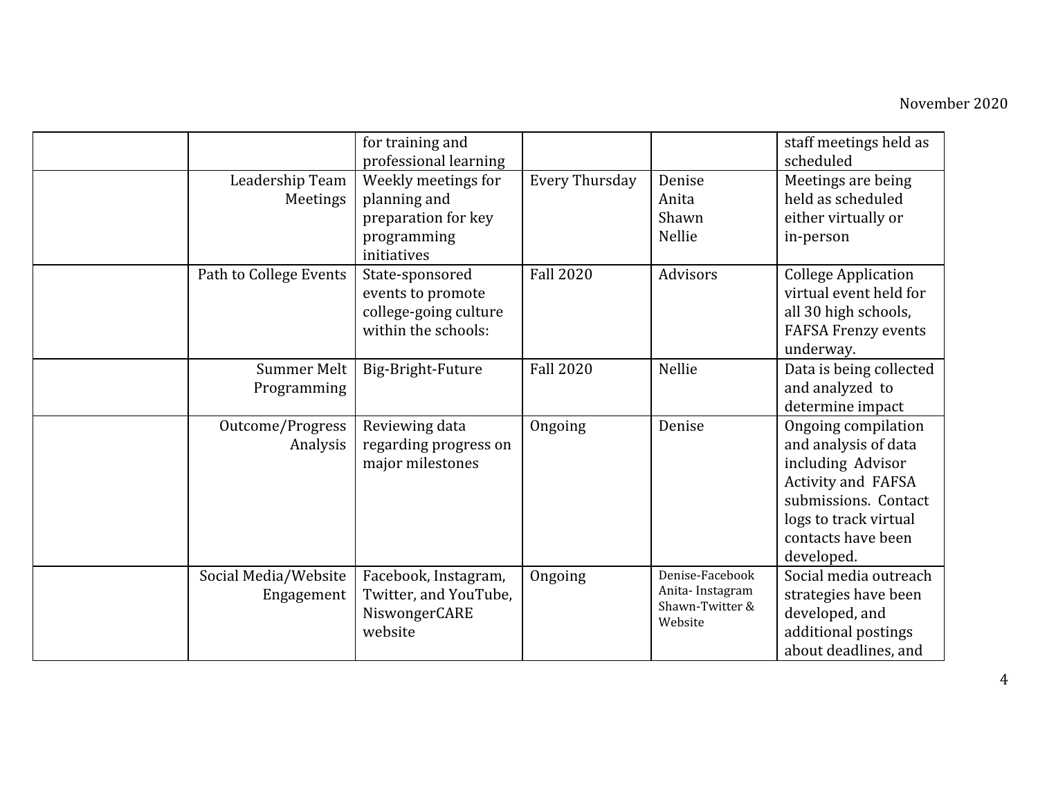| | | | | | |
|---|---|---|---|---|---|
| | | for training and professional learning | | | staff meetings held as scheduled |
| | Leadership Team Meetings | Weekly meetings for planning and preparation for key programming initiatives | Every Thursday | Denise<br>Anita<br>Shawn<br>Nellie | Meetings are being held as scheduled either virtually or in-person |
| | Path to College Events | State-sponsored events to promote college-going culture within the schools: | Fall 2020 | Advisors | College Application virtual event held for all 30 high schools, FAFSA Frenzy events underway. |
| | Summer Melt Programming | Big-Bright-Future | Fall 2020 | Nellie | Data is being collected and analyzed to determine impact |
| | Outcome/Progress Analysis | Reviewing data regarding progress on major milestones | Ongoing | Denise | Ongoing compilation and analysis of data including Advisor Activity and FAFSA submissions. Contact logs to track virtual contacts have been developed. |
| | Social Media/Website Engagement | Facebook, Instagram, Twitter, and YouTube, NiswongerCARE website | Ongoing | Denise-Facebook<br>Anita- Instagram<br>Shawn-Twitter & Website | Social media outreach strategies have been developed, and additional postings about deadlines, and |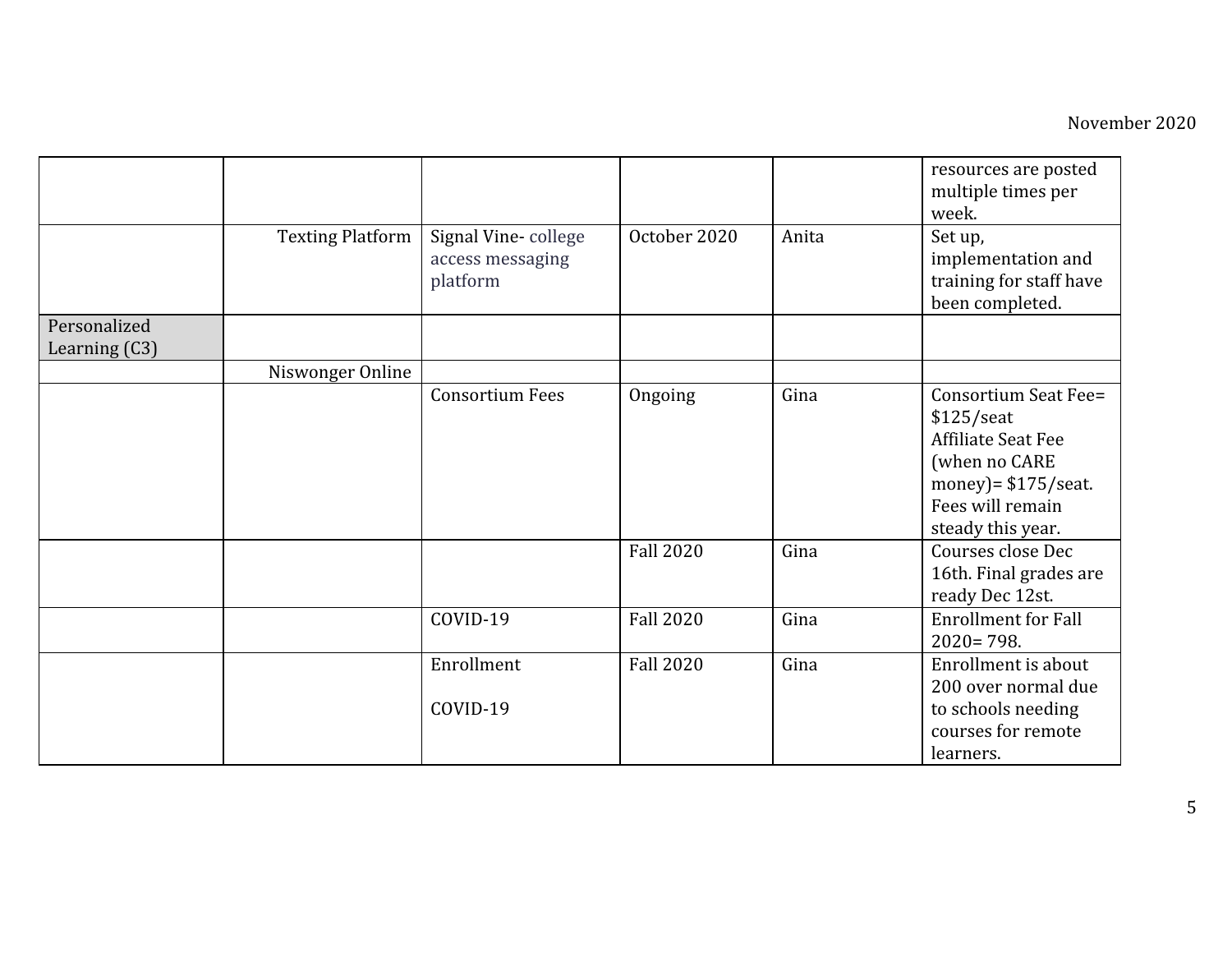| | | | | | |
|---|---|---|---|---|---|
| | | | | | resources are posted multiple times per week. |
| | Texting Platform | Signal Vine- college access messaging platform | October 2020 | Anita | Set up, implementation and training for staff have been completed. |
| Personalized Learning (C3) | | | | | |
| | Niswonger Online | | | | |
| | | Consortium Fees | Ongoing | Gina | Consortium Seat Fee= $125/seat<br>Affiliate Seat Fee (when no CARE money)= $175/seat. Fees will remain steady this year. |
| | | | Fall 2020 | Gina | Courses close Dec 16th. Final grades are ready Dec 12st. |
| | | COVID-19 | Fall 2020 | Gina | Enrollment for Fall 2020= 798. |
| | | Enrollment<br><br>COVID-19 | Fall 2020 | Gina | Enrollment is about 200 over normal due to schools needing courses for remote learners. |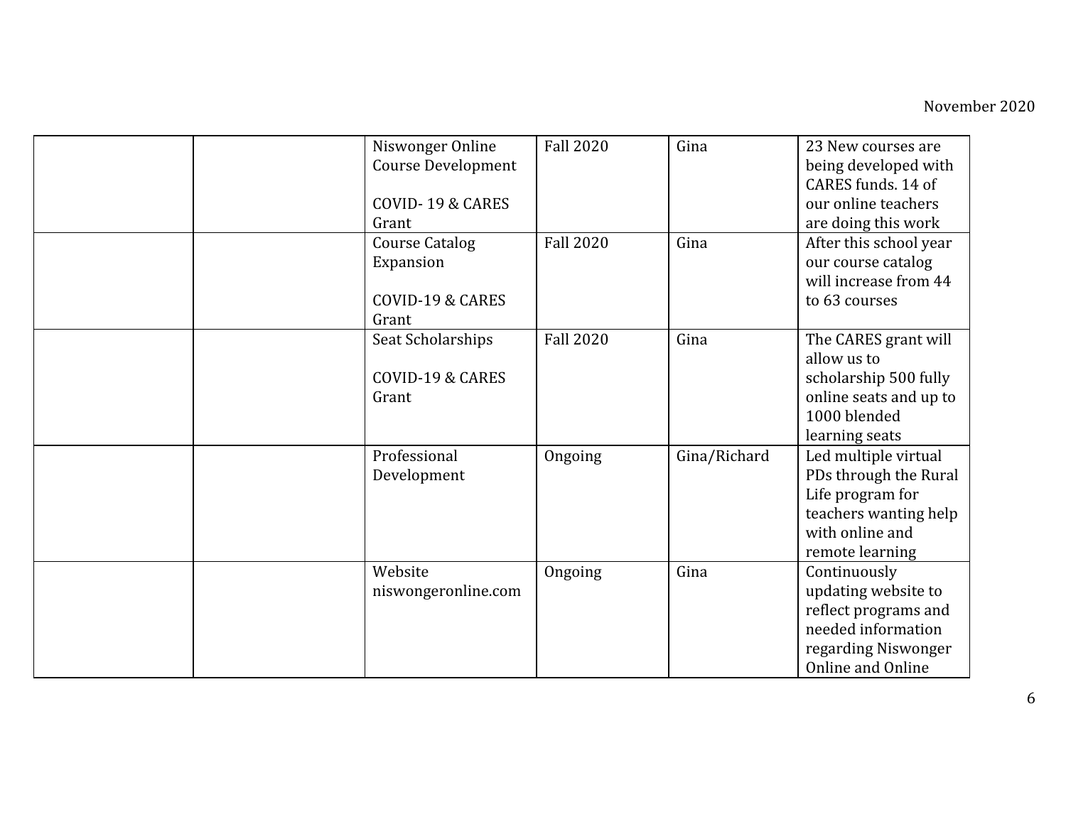| | | | | | |
|---|---|---|---|---|---|
| | | Niswonger Online Course Development<br><br>COVID- 19 & CARES Grant | Fall 2020 | Gina | 23 New courses are being developed with CARES funds. 14 of our online teachers are doing this work |
| | | Course Catalog Expansion<br><br>COVID-19 & CARES Grant | Fall 2020 | Gina | After this school year our course catalog will increase from 44 to 63 courses |
| | | Seat Scholarships<br><br>COVID-19 & CARES Grant | Fall 2020 | Gina | The CARES grant will allow us to scholarship 500 fully online seats and up to 1000 blended learning seats |
| | | Professional Development | Ongoing | Gina/Richard | Led multiple virtual PDs through the Rural Life program for teachers wanting help with online and remote learning |
| | | Website niswongeronline.com | Ongoing | Gina | Continuously updating website to reflect programs and needed information regarding Niswonger Online and Online |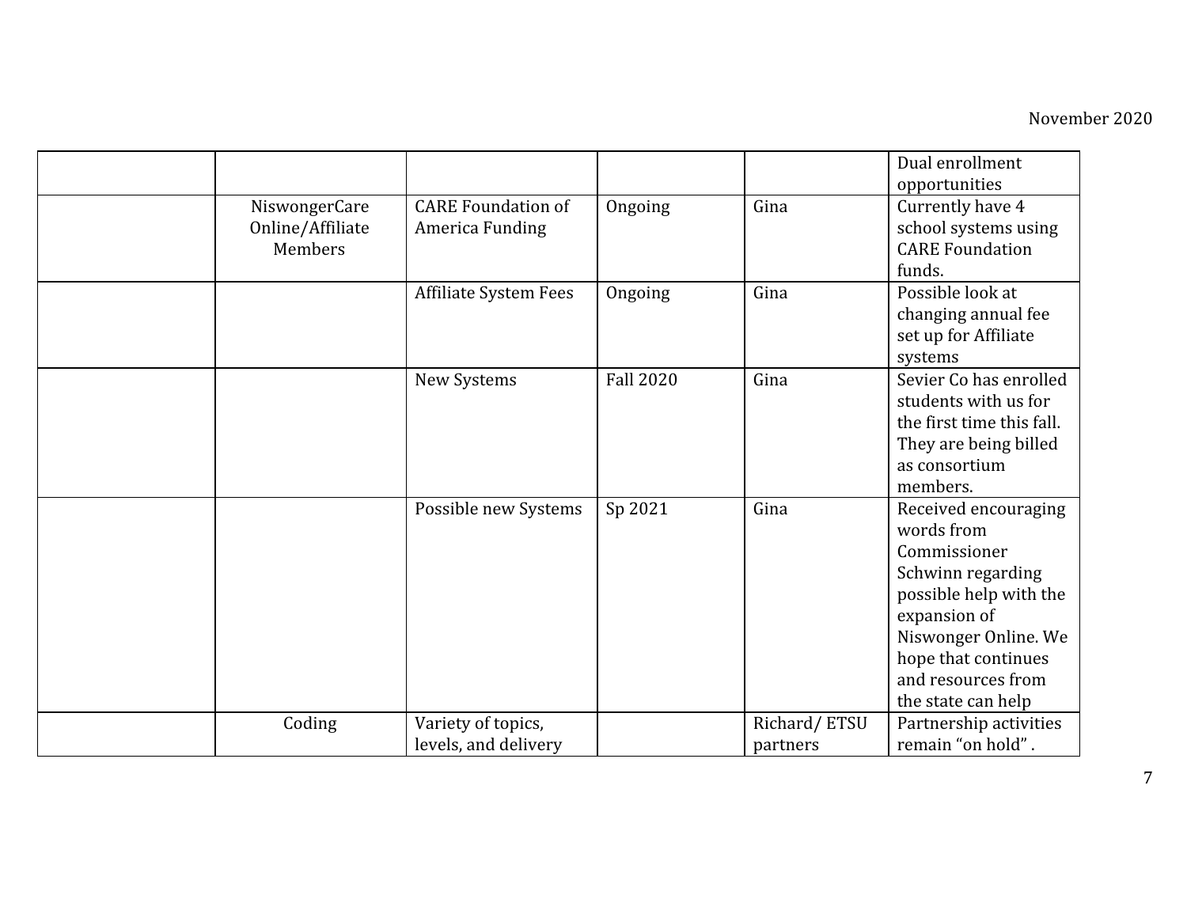| | | | | | |
|---|---|---|---|---|---|
| | | | | | Dual enrollment opportunities |
| | NiswongerCare Online/Affiliate Members | CARE Foundation of America Funding | Ongoing | Gina | Currently have 4 school systems using CARE Foundation funds. |
| | | Affiliate System Fees | Ongoing | Gina | Possible look at changing annual fee set up for Affiliate systems |
| | | New Systems | Fall 2020 | Gina | Sevier Co has enrolled students with us for the first time this fall. They are being billed as consortium members. |
| | | Possible new Systems | Sp 2021 | Gina | Received encouraging words from Commissioner Schwinn regarding possible help with the expansion of Niswonger Online. We hope that continues and resources from the state can help |
| | Coding | Variety of topics, levels, and delivery | | Richard/ ETSU partners | Partnership activities remain "on hold" . |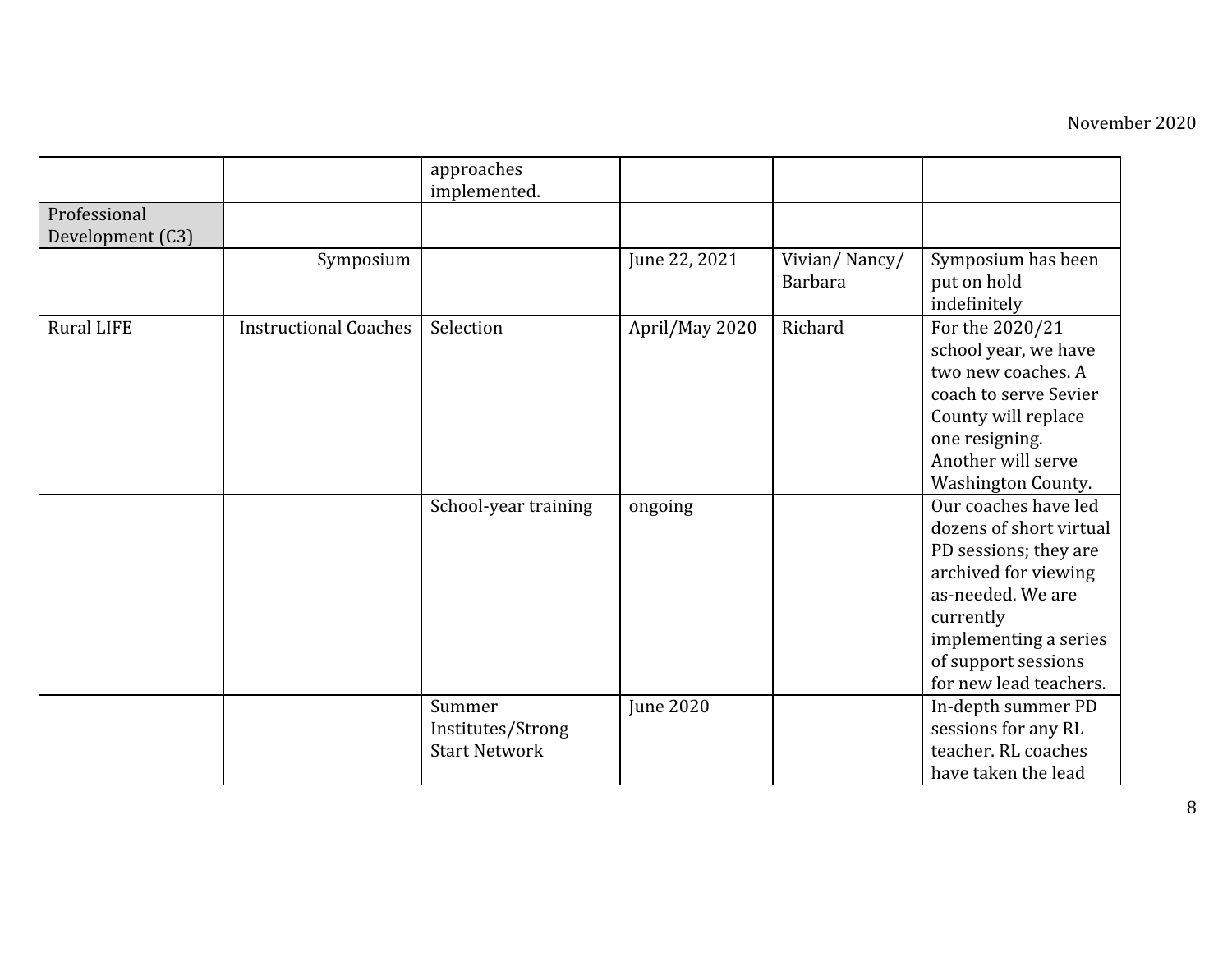|  |  |  |  |  |  |
|---|---|---|---|---|---|
|  |  | approaches implemented. |  |  |  |
| Professional Development (C3) |  |  |  |  |  |
|  | Symposium |  | June 22, 2021 | Vivian/ Nancy/ Barbara | Symposium has been put on hold indefinitely |
| Rural LIFE | Instructional Coaches | Selection | April/May 2020 | Richard | For the 2020/21 school year, we have two new coaches. A coach to serve Sevier County will replace one resigning. Another will serve Washington County. |
|  |  | School-year training | ongoing |  | Our coaches have led dozens of short virtual PD sessions; they are archived for viewing as-needed. We are currently implementing a series of support sessions for new lead teachers. |
|  |  | Summer Institutes/Strong Start Network | June 2020 |  | In-depth summer PD sessions for any RL teacher. RL coaches have taken the lead |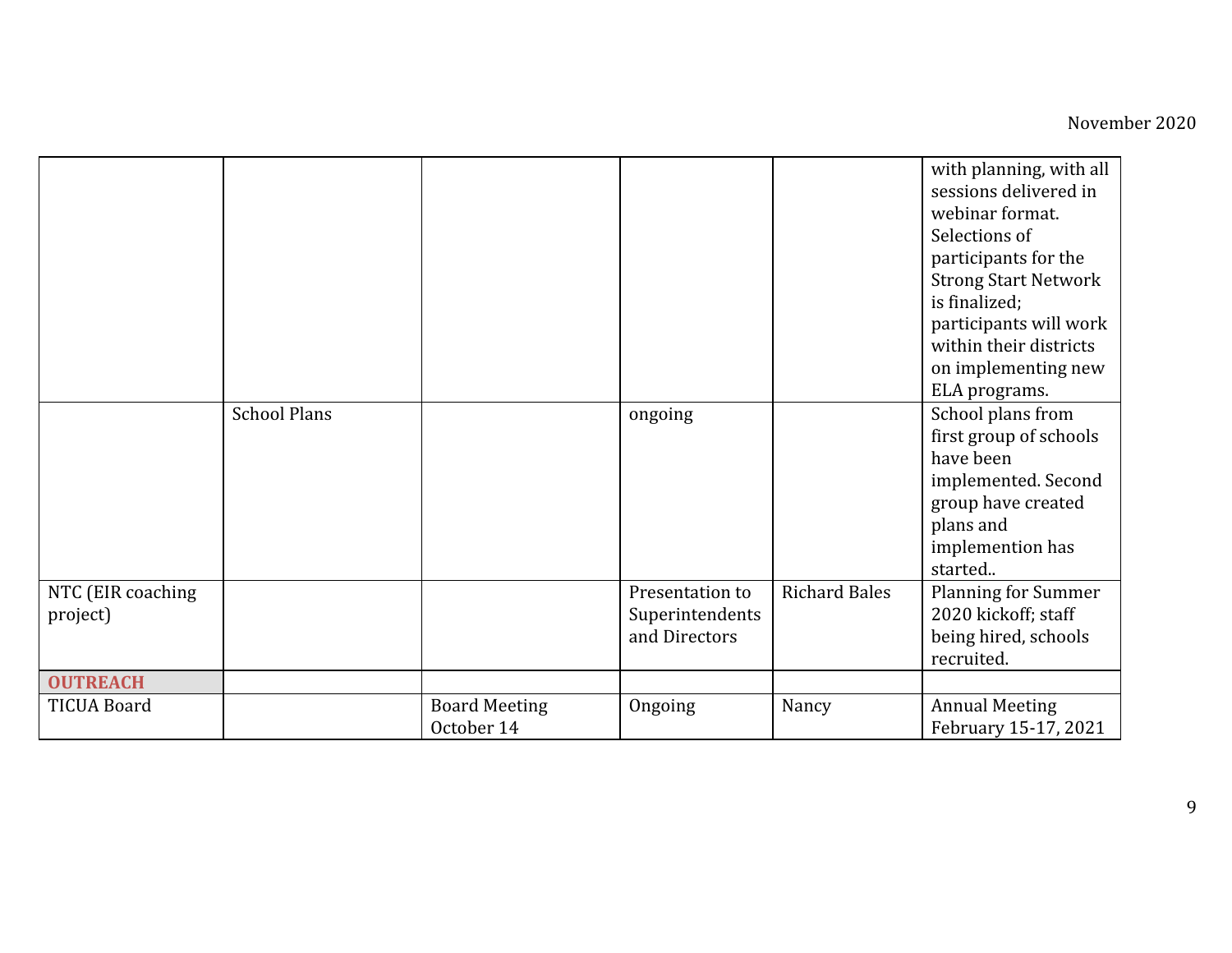| | | | | | |
|---|---|---|---|---|---|
| | | | | | with planning, with all sessions delivered in webinar format. Selections of participants for the Strong Start Network is finalized; participants will work within their districts on implementing new ELA programs. |
| | School Plans | | ongoing | | School plans from first group of schools have been implemented. Second group have created plans and implemention has started.. |
| NTC (EIR coaching project) | | | Presentation to Superintendents and Directors | Richard Bales | Planning for Summer 2020 kickoff; staff being hired, schools recruited. |
| **OUTREACH** | | | | | |
| TICUA Board | | Board Meeting October 14 | Ongoing | Nancy | Annual Meeting February 15-17, 2021 |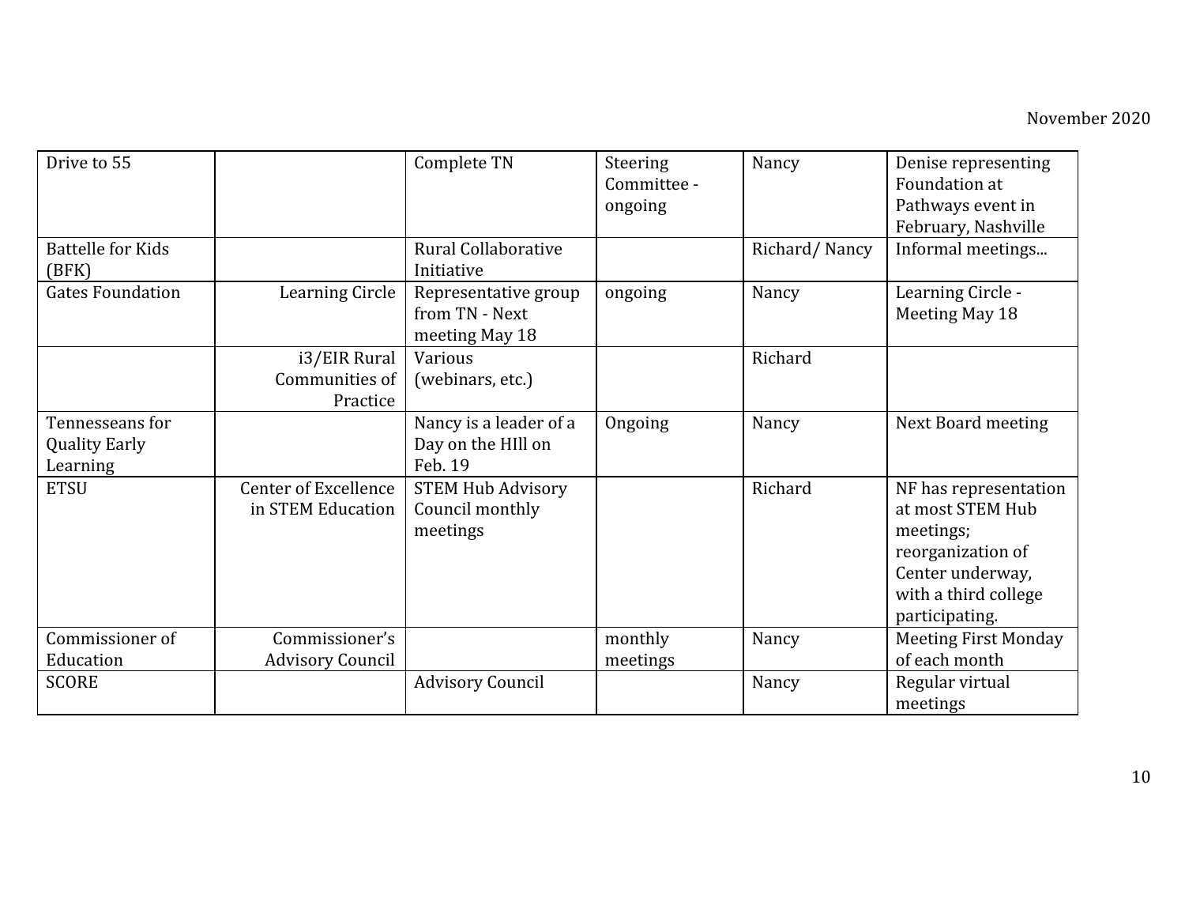November 2020

| | | | | | |
|---|---|---|---|---|---|
| Drive to 55 | | Complete TN | Steering Committee - ongoing | Nancy | Denise representing Foundation at Pathways event in February, Nashville |
| Battelle for Kids (BFK) | | Rural Collaborative Initiative | | Richard/ Nancy | Informal meetings... |
| Gates Foundation | Learning Circle | Representative group from TN - Next meeting May 18 | ongoing | Nancy | Learning Circle - Meeting May 18 |
| | i3/EIR Rural Communities of Practice | Various (webinars, etc.) | | Richard | |
| Tennesseans for Quality Early Learning | | Nancy is a leader of a Day on the HIll on Feb. 19 | Ongoing | Nancy | Next Board meeting |
| ETSU | Center of Excellence in STEM Education | STEM Hub Advisory Council monthly meetings | | Richard | NF has representation at most STEM Hub meetings; reorganization of Center underway, with a third college participating. |
| Commissioner of Education | Commissioner's Advisory Council | | monthly meetings | Nancy | Meeting First Monday of each month |
| SCORE | | Advisory Council | | Nancy | Regular virtual meetings |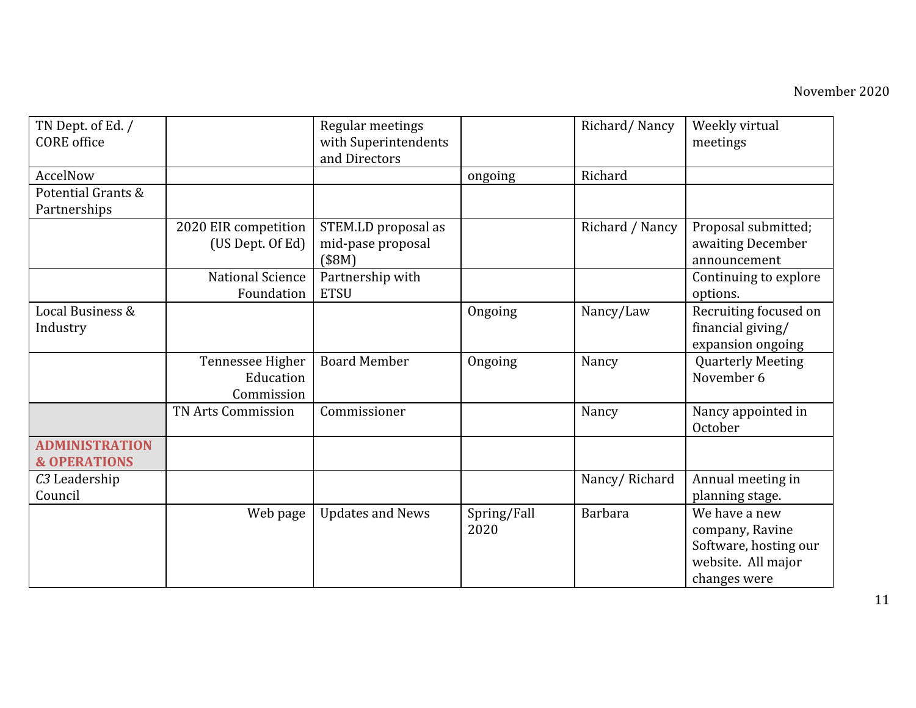| | | | | | |
|---|---|---|---|---|---|
| TN Dept. of Ed. / CORE office | | Regular meetings with Superintendents and Directors | | Richard/ Nancy | Weekly virtual meetings |
| AccelNow | | | ongoing | Richard | |
| Potential Grants & Partnerships | | | | | |
| | 2020 EIR competition (US Dept. Of Ed) | STEM.LD proposal as mid-pase proposal ($8M) | | Richard / Nancy | Proposal submitted; awaiting December announcement |
| | National Science Foundation | Partnership with ETSU | | | Continuing to explore options. |
| Local Business & Industry | | | Ongoing | Nancy/Law | Recruiting focused on financial giving/ expansion ongoing |
| | Tennessee Higher Education Commission | Board Member | Ongoing | Nancy | Quarterly Meeting November 6 |
| | TN Arts Commission | Commissioner | | Nancy | Nancy appointed in October |
| **ADMINISTRATION & OPERATIONS** | | | | | |
| *C3* Leadership Council | | | | Nancy/ Richard | Annual meeting in planning stage. |
| | Web page | Updates and News | Spring/Fall 2020 | Barbara | We have a new company, Ravine Software, hosting our website. All major changes were |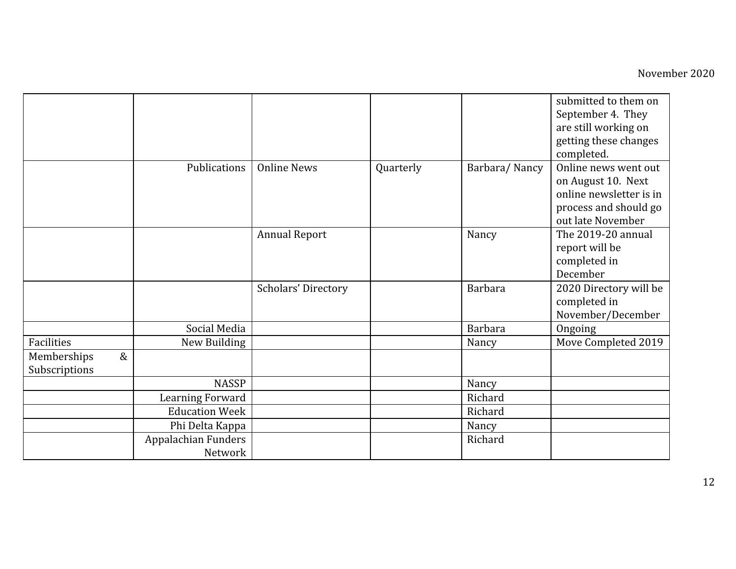| | | | | | |
|---|---|---|---|---|---|
| | | | | | submitted to them on September 4. They are still working on getting these changes completed. |
| | Publications | Online News | Quarterly | Barbara/ Nancy | Online news went out on August 10. Next online newsletter is in process and should go out late November |
| | | Annual Report | | Nancy | The 2019-20 annual report will be completed in December |
| | | Scholars' Directory | | Barbara | 2020 Directory will be completed in November/December |
| | Social Media | | | Barbara | Ongoing |
| Facilities | New Building | | | Nancy | Move Completed 2019 |
| Memberships & Subscriptions | | | | | |
| | NASSP | | | Nancy | |
| | Learning Forward | | | Richard | |
| | Education Week | | | Richard | |
| | Phi Delta Kappa | | | Nancy | |
| | Appalachian Funders Network | | | Richard | |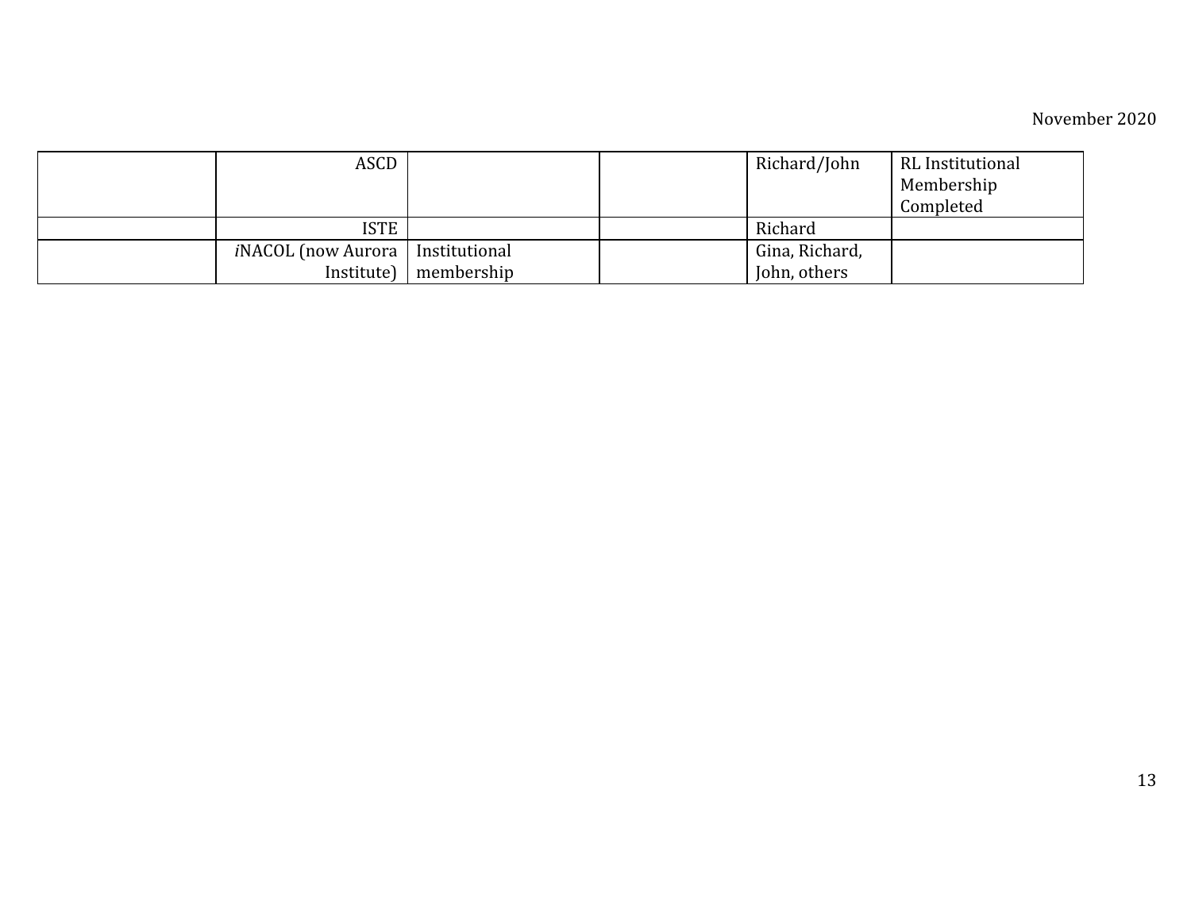| | | | | | |
|---|---|---|---|---|---|
| | ASCD | | | Richard/John | RL Institutional Membership Completed |
| | ISTE | | | Richard | |
| | *i*NACOL (now Aurora Institute) | Institutional membership | | Gina, Richard, John, others | |